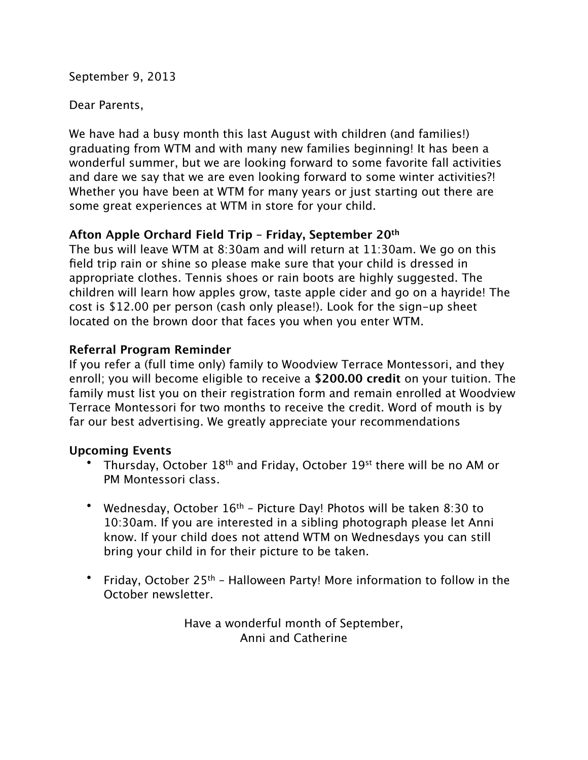September 9, 2013

Dear Parents,

We have had a busy month this last August with children (and families!) graduating from WTM and with many new families beginning! It has been a wonderful summer, but we are looking forward to some favorite fall activities and dare we say that we are even looking forward to some winter activities?! Whether you have been at WTM for many years or just starting out there are some great experiences at WTM in store for your child.

**Afton Apple Orchard Field Trip – Friday, September 20th**
The bus will leave WTM at 8:30am and will return at 11:30am. We go on this field trip rain or shine so please make sure that your child is dressed in appropriate clothes. Tennis shoes or rain boots are highly suggested. The children will learn how apples grow, taste apple cider and go on a hayride! The cost is $12.00 per person (cash only please!). Look for the sign-up sheet located on the brown door that faces you when you enter WTM.

**Referral Program Reminder**
If you refer a (full time only) family to Woodview Terrace Montessori, and they enroll; you will become eligible to receive a **$200.00 credit** on your tuition. The family must list you on their registration form and remain enrolled at Woodview Terrace Montessori for two months to receive the credit. Word of mouth is by far our best advertising. We greatly appreciate your recommendations

**Upcoming Events**

- Thursday, October 18th and Friday, October 19st there will be no AM or PM Montessori class.

- Wednesday, October 16th – Picture Day! Photos will be taken 8:30 to 10:30am. If you are interested in a sibling photograph please let Anni know. If your child does not attend WTM on Wednesdays you can still bring your child in for their picture to be taken.

- Friday, October 25th – Halloween Party! More information to follow in the October newsletter.

Have a wonderful month of September,
Anni and Catherine